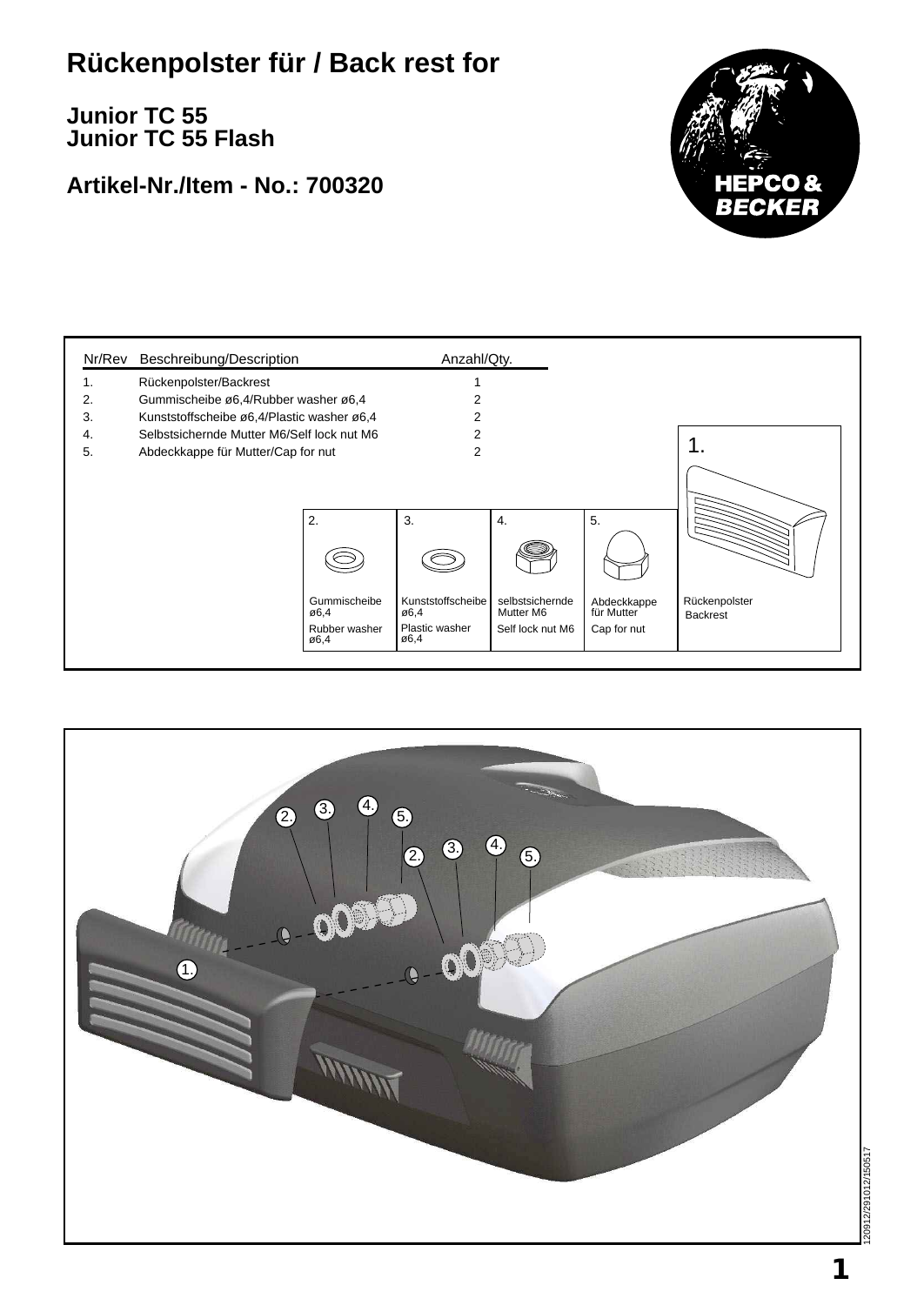# Rückenpolster für / Back rest for

## Junior TC 55
## Junior TC 55 Flash

## Artikel-Nr./Item - No.: 700320

HEPCO & BECKER

| Nr/Rev | Beschreibung/Description | Anzahl/Qty. |
|---|---|---|
| 1. | Rückenpolster/Backrest | 1 |
| 2. | Gummischeibe ø6,4/Rubber washer ø6,4 | 2 |
| 3. | Kunststoffscheibe ø6,4/Plastic washer ø6,4 | 2 |
| 4. | Selbstsichernde Mutter M6/Self lock nut M6 | 2 |
| 5. | Abdeckkappe für Mutter/Cap for nut | 2 |

| 2. | 3. | 4. | 5. | 1. |
|---|---|---|---|---|
| Gummischeibe ø6,4 | Kunststoffscheibe ø6,4 | selbstsichernde Mutter M6 | Abdeckkappe für Mutter | Rückenpolster |
| Rubber washer ø6,4 | Plastic washer ø6,4 | Self lock nut M6 | Cap for nut | Backrest |

120912/291012/150517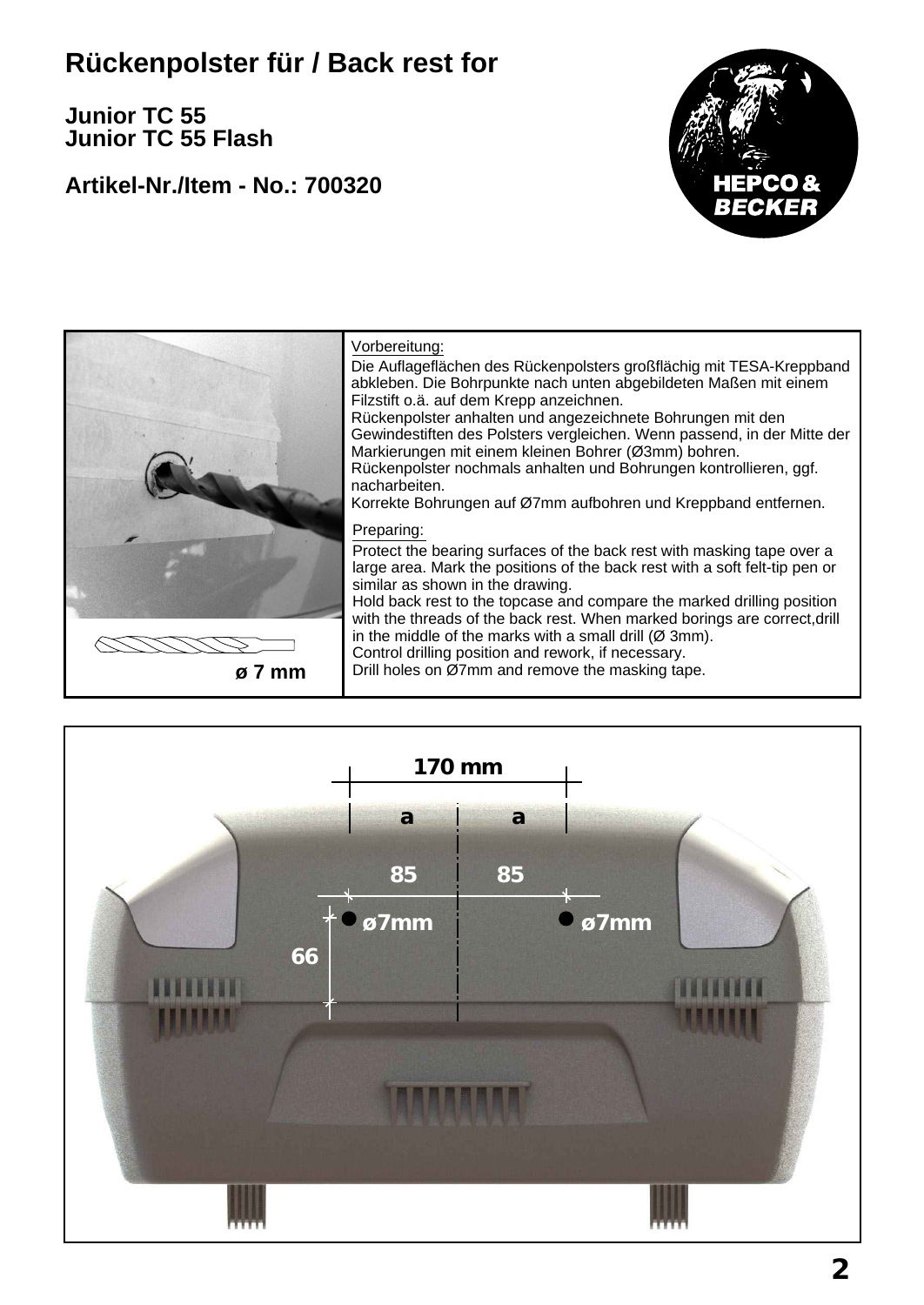# Rückenpolster für / Back rest for

**Junior TC 55**
**Junior TC 55 Flash**

**Artikel-Nr./Item - No.: 700320**

HEPCO & BECKER

**ø 7 mm**

Vorbereitung:

Die Auflageflächen des Rückenpolsters großflächig mit TESA-Kreppband abkleben. Die Bohrpunkte nach unten abgebildeten Maßen mit einem Filzstift o.ä. auf dem Krepp anzeichnen.
Rückenpolster anhalten und angezeichnete Bohrungen mit den Gewindestiften des Polsters vergleichen. Wenn passend, in der Mitte der Markierungen mit einem kleinen Bohrer (Ø3mm) bohren.
Rückenpolster nochmals anhalten und Bohrungen kontrollieren, ggf. nacharbeiten.
Korrekte Bohrungen auf Ø7mm aufbohren und Kreppband entfernen.

Preparing:

Protect the bearing surfaces of the back rest with masking tape over a large area. Mark the positions of the back rest with a soft felt-tip pen or similar as shown in the drawing.
Hold back rest to the topcase and compare the marked drilling position with the threads of the back rest. When marked borings are correct,drill in the middle of the marks with a small drill (Ø 3mm).
Control drilling position and rework, if necessary.
Drill holes on Ø7mm and remove the masking tape.

170 mm

a a

85 85

ø7mm ø7mm

66